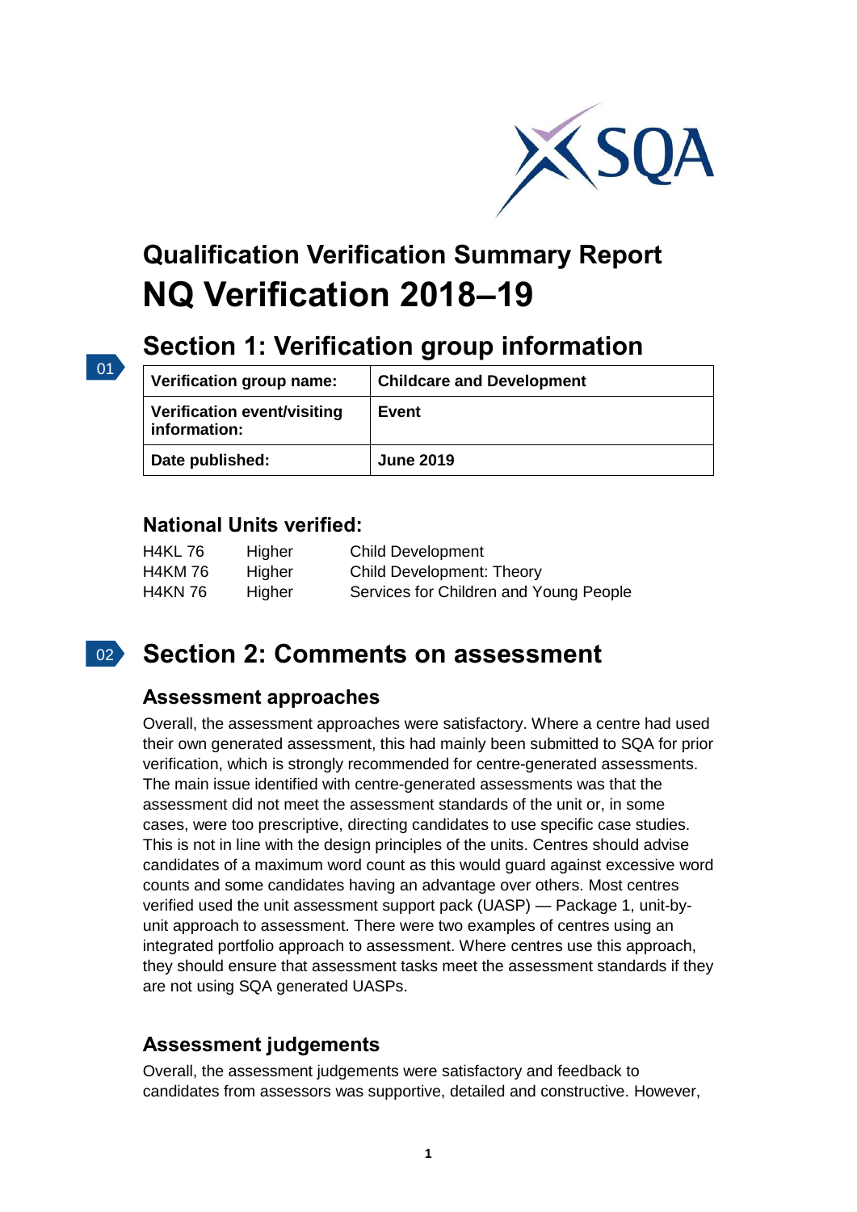# Qualification Verification Summary Report

# NQ Verification 2018–19

## Section 1: Verification group information

| Verification group name: | Childcare and Development |
| --- | --- |
| Verification event/visiting information: | Event |
| Date published: | June 2019 |

### National Units verified:

| | | |
| --- | --- | --- |
| H4KL 76 | Higher | Child Development |
| H4KM 76 | Higher | Child Development: Theory |
| H4KN 76 | Higher | Services for Children and Young People |

## Section 2: Comments on assessment

### Assessment approaches

Overall, the assessment approaches were satisfactory. Where a centre had used their own generated assessment, this had mainly been submitted to SQA for prior verification, which is strongly recommended for centre-generated assessments. The main issue identified with centre-generated assessments was that the assessment did not meet the assessment standards of the unit or, in some cases, were too prescriptive, directing candidates to use specific case studies. This is not in line with the design principles of the units. Centres should advise candidates of a maximum word count as this would guard against excessive word counts and some candidates having an advantage over others. Most centres verified used the unit assessment support pack (UASP) — Package 1, unit-by-unit approach to assessment. There were two examples of centres using an integrated portfolio approach to assessment. Where centres use this approach, they should ensure that assessment tasks meet the assessment standards if they are not using SQA generated UASPs.

### Assessment judgements

Overall, the assessment judgements were satisfactory and feedback to candidates from assessors was supportive, detailed and constructive. However,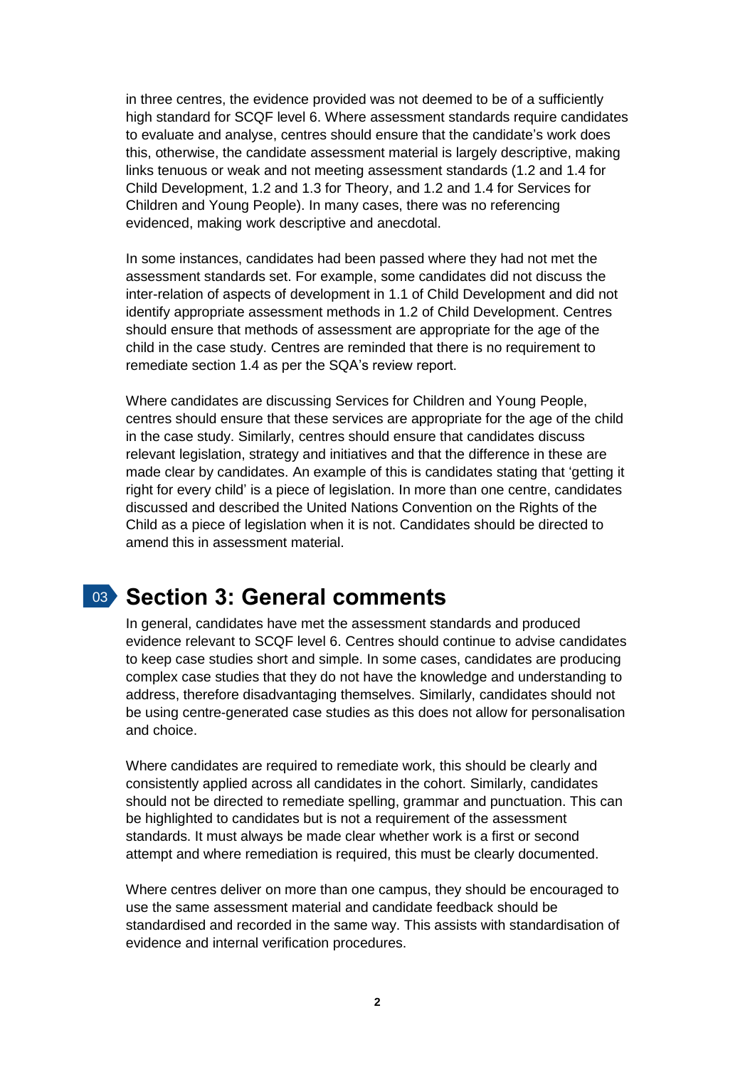in three centres, the evidence provided was not deemed to be of a sufficiently high standard for SCQF level 6. Where assessment standards require candidates to evaluate and analyse, centres should ensure that the candidate's work does this, otherwise, the candidate assessment material is largely descriptive, making links tenuous or weak and not meeting assessment standards (1.2 and 1.4 for Child Development, 1.2 and 1.3 for Theory, and 1.2 and 1.4 for Services for Children and Young People). In many cases, there was no referencing evidenced, making work descriptive and anecdotal.

In some instances, candidates had been passed where they had not met the assessment standards set. For example, some candidates did not discuss the inter-relation of aspects of development in 1.1 of Child Development and did not identify appropriate assessment methods in 1.2 of Child Development. Centres should ensure that methods of assessment are appropriate for the age of the child in the case study. Centres are reminded that there is no requirement to remediate section 1.4 as per the SQA's review report.

Where candidates are discussing Services for Children and Young People, centres should ensure that these services are appropriate for the age of the child in the case study. Similarly, centres should ensure that candidates discuss relevant legislation, strategy and initiatives and that the difference in these are made clear by candidates. An example of this is candidates stating that 'getting it right for every child' is a piece of legislation. In more than one centre, candidates discussed and described the United Nations Convention on the Rights of the Child as a piece of legislation when it is not. Candidates should be directed to amend this in assessment material.

## Section 3: General comments

In general, candidates have met the assessment standards and produced evidence relevant to SCQF level 6. Centres should continue to advise candidates to keep case studies short and simple. In some cases, candidates are producing complex case studies that they do not have the knowledge and understanding to address, therefore disadvantaging themselves. Similarly, candidates should not be using centre-generated case studies as this does not allow for personalisation and choice.

Where candidates are required to remediate work, this should be clearly and consistently applied across all candidates in the cohort. Similarly, candidates should not be directed to remediate spelling, grammar and punctuation. This can be highlighted to candidates but is not a requirement of the assessment standards. It must always be made clear whether work is a first or second attempt and where remediation is required, this must be clearly documented.

Where centres deliver on more than one campus, they should be encouraged to use the same assessment material and candidate feedback should be standardised and recorded in the same way. This assists with standardisation of evidence and internal verification procedures.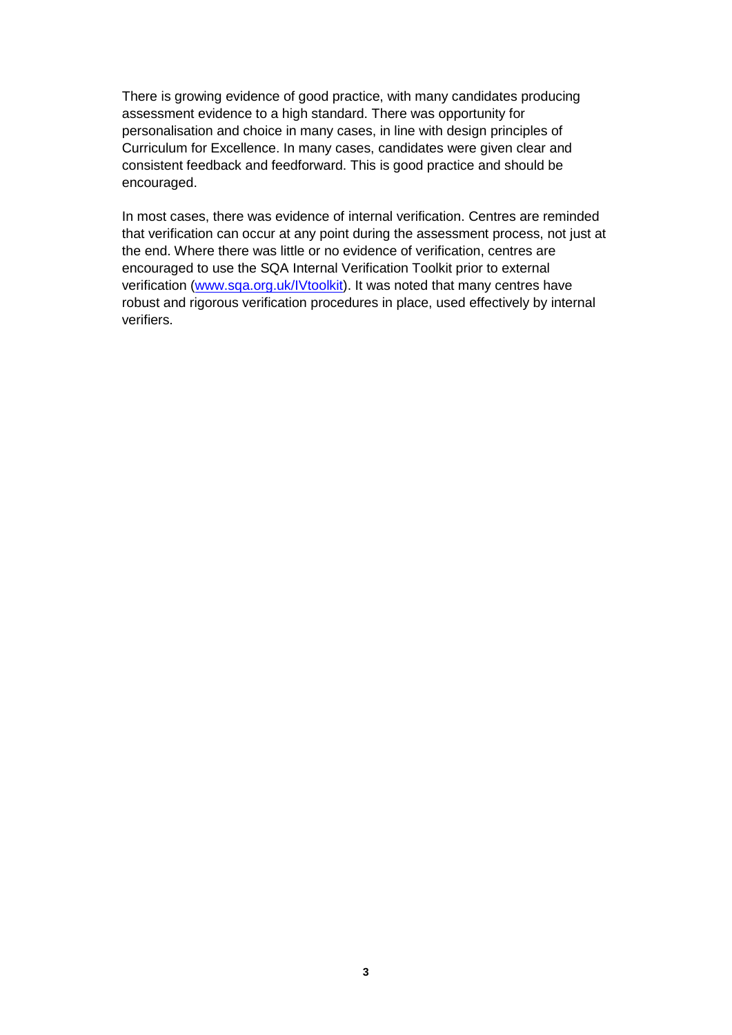There is growing evidence of good practice, with many candidates producing assessment evidence to a high standard. There was opportunity for personalisation and choice in many cases, in line with design principles of Curriculum for Excellence. In many cases, candidates were given clear and consistent feedback and feedforward. This is good practice and should be encouraged.

In most cases, there was evidence of internal verification. Centres are reminded that verification can occur at any point during the assessment process, not just at the end. Where there was little or no evidence of verification, centres are encouraged to use the SQA Internal Verification Toolkit prior to external verification ([www.sqa.org.uk/IVtoolkit](http://www.sqa.org.uk/IVtoolkit)). It was noted that many centres have robust and rigorous verification procedures in place, used effectively by internal verifiers.